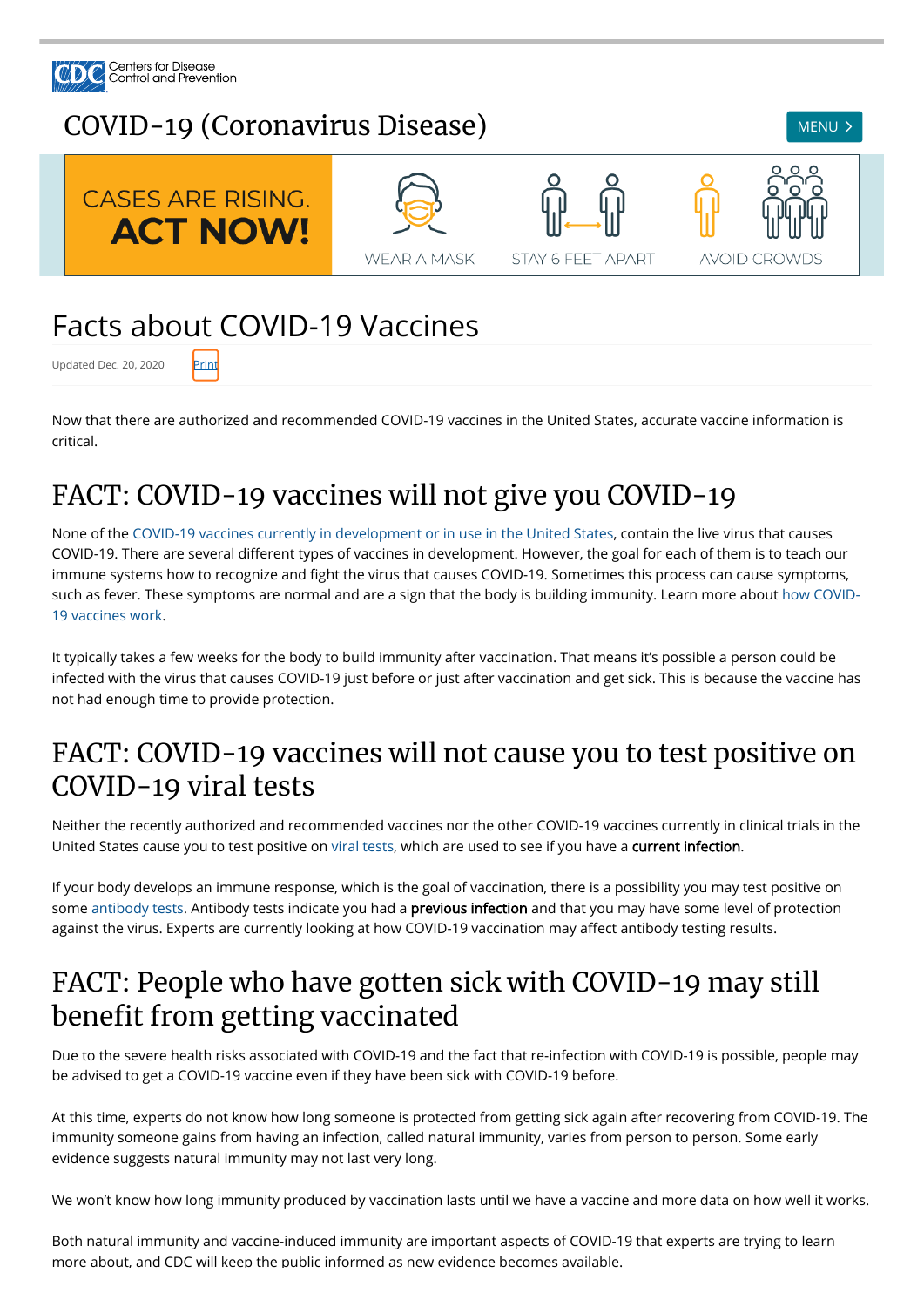Centers for Disease Control and Prevention

# COVID-19 (Coronavirus Disease)

MENU >

CASES ARE RISING. ACT NOW!

WEAR A MASK

STAY 6 FEET APART

AVOID CROWDS

# Facts about COVID-19 Vaccines

Updated Dec. 20, 2020 Print

Now that there are authorized and recommended COVID-19 vaccines in the United States, accurate vaccine information is critical.

## FACT: COVID-19 vaccines will not give you COVID-19

None of the COVID-19 vaccines currently in development or in use in the United States, contain the live virus that causes COVID-19. There are several different types of vaccines in development. However, the goal for each of them is to teach our immune systems how to recognize and fight the virus that causes COVID-19. Sometimes this process can cause symptoms, such as fever. These symptoms are normal and are a sign that the body is building immunity. Learn more about how COVID-19 vaccines work.

It typically takes a few weeks for the body to build immunity after vaccination. That means it's possible a person could be infected with the virus that causes COVID-19 just before or just after vaccination and get sick. This is because the vaccine has not had enough time to provide protection.

## FACT: COVID-19 vaccines will not cause you to test positive on COVID-19 viral tests

Neither the recently authorized and recommended vaccines nor the other COVID-19 vaccines currently in clinical trials in the United States cause you to test positive on viral tests, which are used to see if you have a **current infection**.

If your body develops an immune response, which is the goal of vaccination, there is a possibility you may test positive on some antibody tests. Antibody tests indicate you had a **previous infection** and that you may have some level of protection against the virus. Experts are currently looking at how COVID-19 vaccination may affect antibody testing results.

## FACT: People who have gotten sick with COVID-19 may still benefit from getting vaccinated

Due to the severe health risks associated with COVID-19 and the fact that re-infection with COVID-19 is possible, people may be advised to get a COVID-19 vaccine even if they have been sick with COVID-19 before.

At this time, experts do not know how long someone is protected from getting sick again after recovering from COVID-19. The immunity someone gains from having an infection, called natural immunity, varies from person to person. Some early evidence suggests natural immunity may not last very long.

We won't know how long immunity produced by vaccination lasts until we have a vaccine and more data on how well it works.

Both natural immunity and vaccine-induced immunity are important aspects of COVID-19 that experts are trying to learn more about, and CDC will keep the public informed as new evidence becomes available.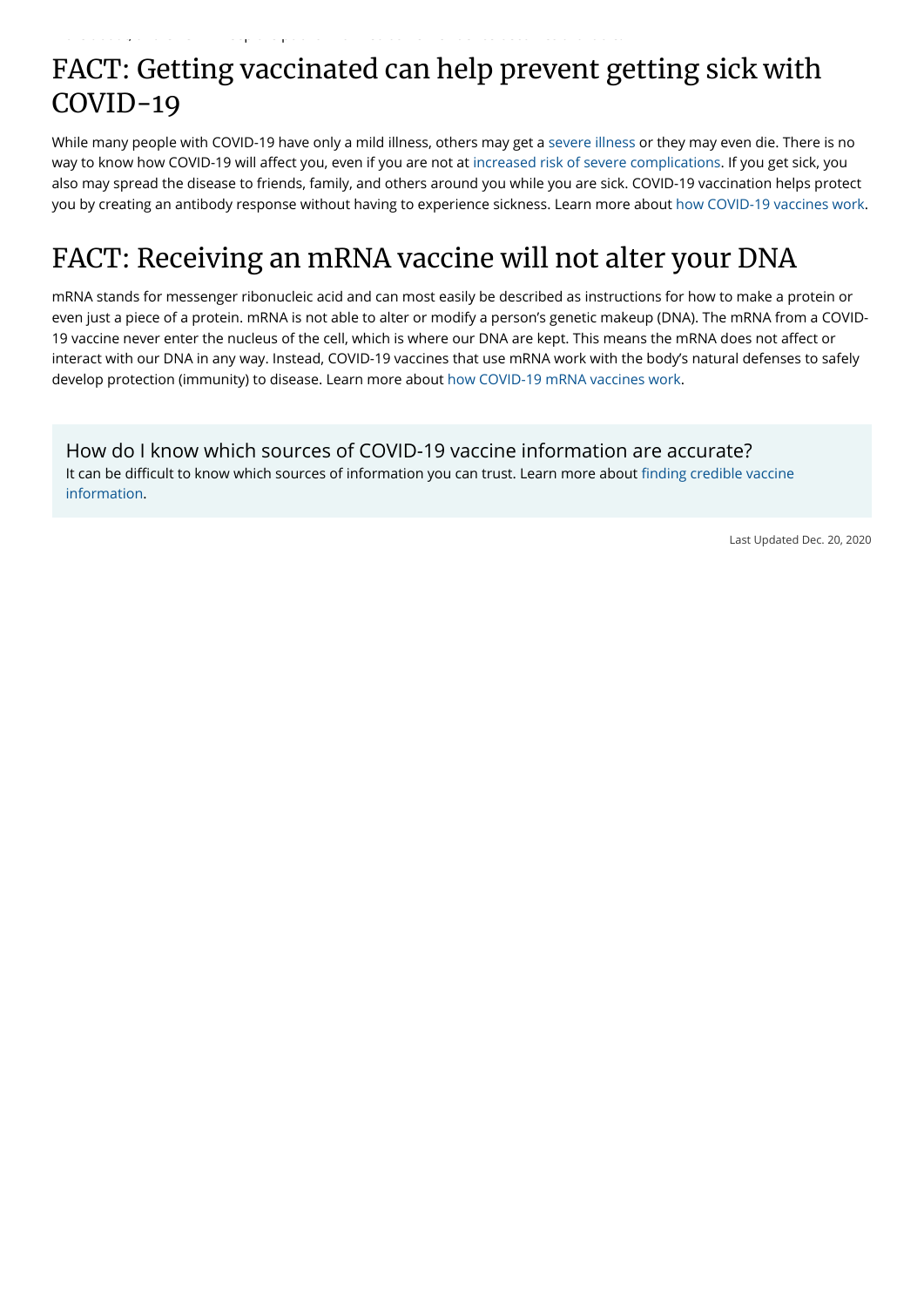## FACT: Getting vaccinated can help prevent getting sick with COVID-19

While many people with COVID-19 have only a mild illness, others may get a severe illness or they may even die. There is no way to know how COVID-19 will affect you, even if you are not at increased risk of severe complications. If you get sick, you also may spread the disease to friends, family, and others around you while you are sick. COVID-19 vaccination helps protect you by creating an antibody response without having to experience sickness. Learn more about how COVID-19 vaccines work.

## FACT: Receiving an mRNA vaccine will not alter your DNA

mRNA stands for messenger ribonucleic acid and can most easily be described as instructions for how to make a protein or even just a piece of a protein. mRNA is not able to alter or modify a person's genetic makeup (DNA). The mRNA from a COVID-19 vaccine never enter the nucleus of the cell, which is where our DNA are kept. This means the mRNA does not affect or interact with our DNA in any way. Instead, COVID-19 vaccines that use mRNA work with the body's natural defenses to safely develop protection (immunity) to disease. Learn more about how COVID-19 mRNA vaccines work.

### How do I know which sources of COVID-19 vaccine information are accurate?

It can be difficult to know which sources of information you can trust. Learn more about finding credible vaccine information.

Last Updated Dec. 20, 2020